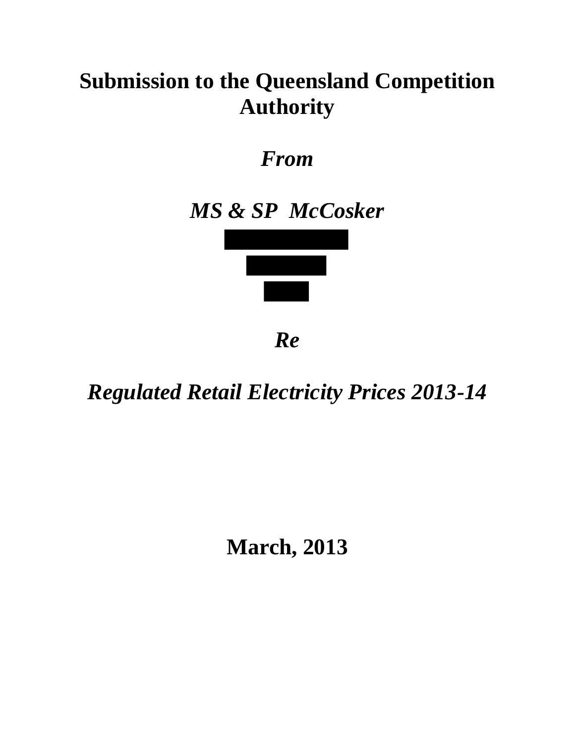# Submission to the Queensland Competition Authority

***From***

***MS & SP McCosker***

***Re***

***Regulated Retail Electricity Prices 2013-14***

**March, 2013**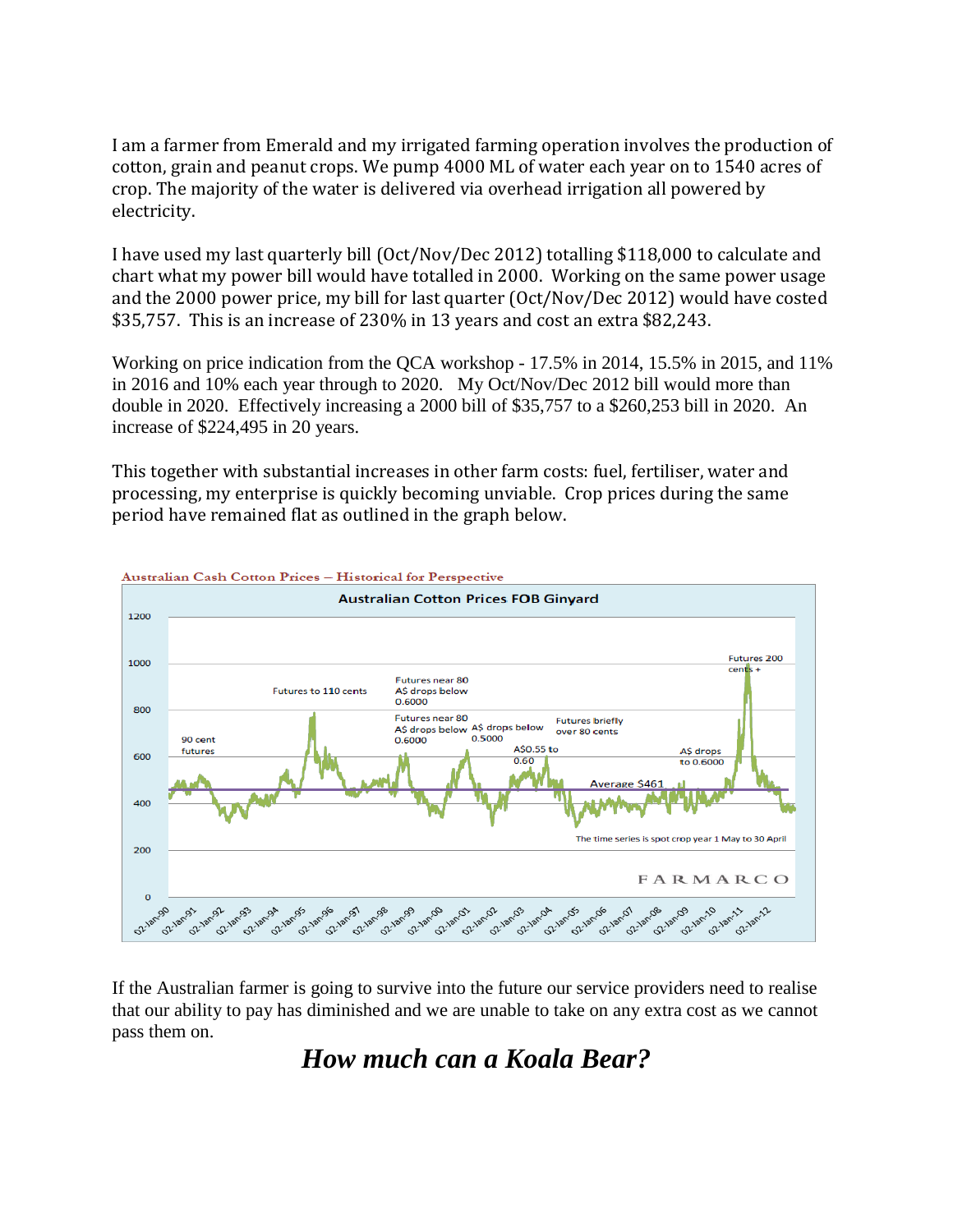I am a farmer from Emerald and my irrigated farming operation involves the production of cotton, grain and peanut crops. We pump 4000 ML of water each year on to 1540 acres of crop. The majority of the water is delivered via overhead irrigation all powered by electricity.

I have used my last quarterly bill (Oct/Nov/Dec 2012) totalling $118,000 to calculate and chart what my power bill would have totalled in 2000. Working on the same power usage and the 2000 power price, my bill for last quarter (Oct/Nov/Dec 2012) would have costed $35,757. This is an increase of 230% in 13 years and cost an extra $82,243.

Working on price indication from the QCA workshop - 17.5% in 2014, 15.5% in 2015, and 11% in 2016 and 10% each year through to 2020. My Oct/Nov/Dec 2012 bill would more than double in 2020. Effectively increasing a 2000 bill of $35,757 to a $260,253 bill in 2020. An increase of $224,495 in 20 years.

This together with substantial increases in other farm costs: fuel, fertiliser, water and processing, my enterprise is quickly becoming unviable. Crop prices during the same period have remained flat as outlined in the graph below.

Australian Cash Cotton Prices – Historical for Perspective

Australian Cotton Prices FOB Ginyard

1200
1000
800
600
400
200
0

90 cent futures
Futures to 110 cents
Futures near 80 A$ drops below 0.6000
Futures near 80 A$ drops below 0.6000
A$ drops below 0.5000
A$0.55 to 0.60
Futures briefly over 80 cents
A$ drops to 0.6000
Futures 200 cents +
Average $461
The time series is spot crop year 1 May to 30 April
FARMARCO

02-Jan-90, 02-Jan-91, 02-Jan-92, 02-Jan-93, 02-Jan-94, 02-Jan-95, 02-Jan-96, 02-Jan-97, 02-Jan-98, 02-Jan-99, 02-Jan-00, 02-Jan-01, 02-Jan-02, 02-Jan-03, 02-Jan-04, 02-Jan-05, 02-Jan-06, 02-Jan-07, 02-Jan-08, 02-Jan-09, 02-Jan-10, 02-Jan-11, 02-Jan-12

If the Australian farmer is going to survive into the future our service providers need to realise that our ability to pay has diminished and we are unable to take on any extra cost as we cannot pass them on.

***How much can a Koala Bear?***